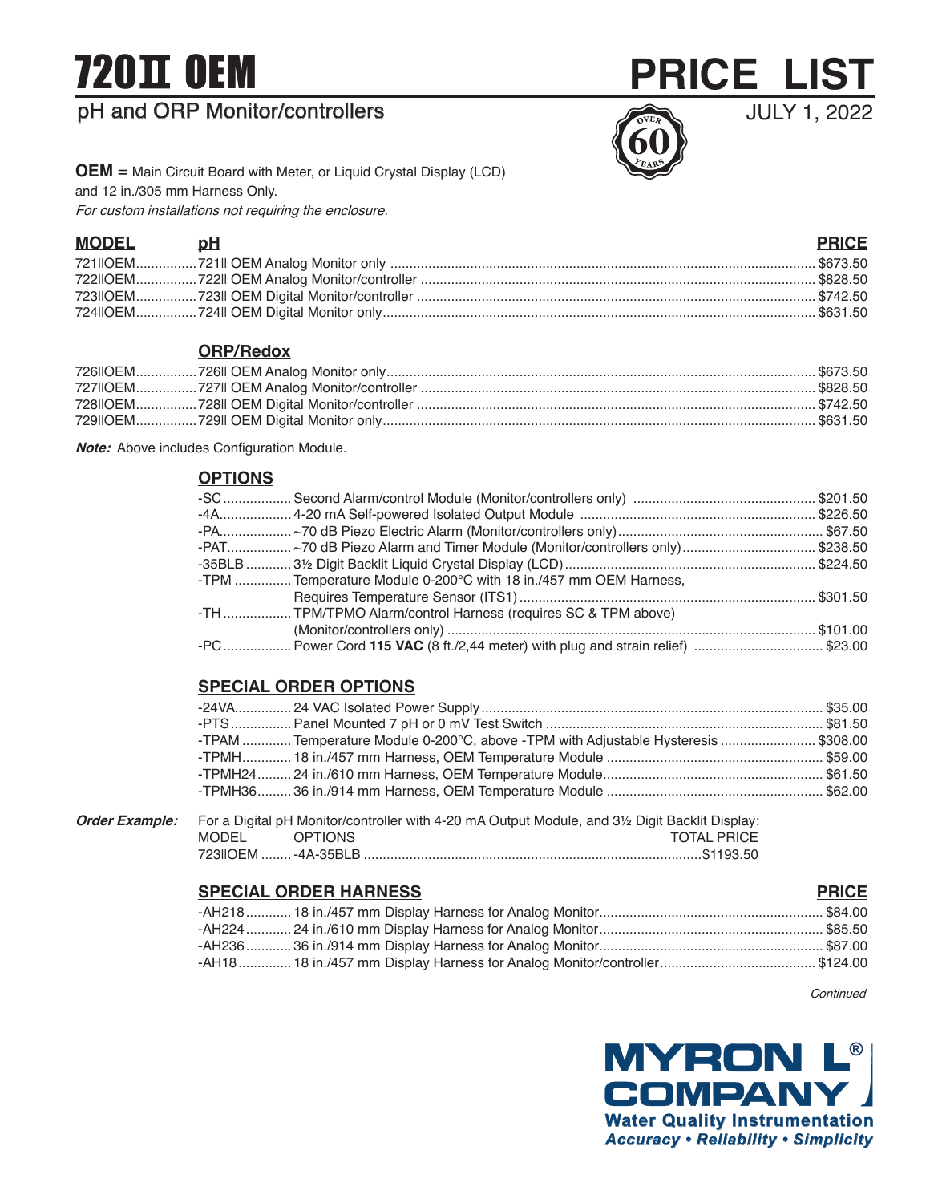# 720II OEM

## pH and ORP Monitor/controllers

# PRICE LIST

JULY 1, 2022

**OEM** = Main Circuit Board with Meter, or Liquid Crystal Display (LCD) and 12 in./305 mm Harness Only.
*For custom installations not requiring the enclosure.*

| MODEL | pH | PRICE |
|---|---|---|
| 721IIOEM | 721II OEM Analog Monitor only | $673.50 |
| 722IIOEM | 722II OEM Analog Monitor/controller | $828.50 |
| 723IIOEM | 723II OEM Digital Monitor/controller | $742.50 |
| 724IIOEM | 724II OEM Digital Monitor only | $631.50 |

### ORP/Redox

| MODEL | ORP/Redox | PRICE |
|---|---|---|
| 726IIOEM | 726II OEM Analog Monitor only | $673.50 |
| 727IIOEM | 727II OEM Analog Monitor/controller | $828.50 |
| 728IIOEM | 728II OEM Digital Monitor/controller | $742.50 |
| 729IIOEM | 729II OEM Digital Monitor only | $631.50 |

***Note:*** Above includes Configuration Module.

### OPTIONS

| Option | Description | Price |
|---|---|---|
| -SC | Second Alarm/control Module (Monitor/controllers only) | $201.50 |
| -4A | 4-20 mA Self-powered Isolated Output Module | $226.50 |
| -PA | ~70 dB Piezo Electric Alarm (Monitor/controllers only) | $67.50 |
| -PAT | ~70 dB Piezo Alarm and Timer Module (Monitor/controllers only) | $238.50 |
| -35BLB | 3½ Digit Backlit Liquid Crystal Display (LCD) | $224.50 |
| -TPM | Temperature Module 0-200°C with 18 in./457 mm OEM Harness, Requires Temperature Sensor (ITS1) | $301.50 |
| -TH | TPM/TPMO Alarm/control Harness (requires SC & TPM above) (Monitor/controllers only) | $101.00 |
| -PC | Power Cord **115 VAC** (8 ft./2,44 meter) with plug and strain relief) | $23.00 |

### SPECIAL ORDER OPTIONS

| Option | Description | Price |
|---|---|---|
| -24VA | 24 VAC Isolated Power Supply | $35.00 |
| -PTS | Panel Mounted 7 pH or 0 mV Test Switch | $81.50 |
| -TPAM | Temperature Module 0-200°C, above -TPM with Adjustable Hysteresis | $308.00 |
| -TPMH | 18 in./457 mm Harness, OEM Temperature Module | $59.00 |
| -TPMH24 | 24 in./610 mm Harness, OEM Temperature Module | $61.50 |
| -TPMH36 | 36 in./914 mm Harness, OEM Temperature Module | $62.00 |

***Order Example:*** For a Digital pH Monitor/controller with 4-20 mA Output Module, and 3½ Digit Backlit Display:

| MODEL | OPTIONS | TOTAL PRICE |
|---|---|---|
| 723IIOEM | -4A-35BLB | $1193.50 |

### SPECIAL ORDER HARNESS

| Harness | Description | PRICE |
|---|---|---|
| -AH218 | 18 in./457 mm Display Harness for Analog Monitor | $84.00 |
| -AH224 | 24 in./610 mm Display Harness for Analog Monitor | $85.50 |
| -AH236 | 36 in./914 mm Display Harness for Analog Monitor | $87.00 |
| -AH18 | 18 in./457 mm Display Harness for Analog Monitor/controller | $124.00 |

*Continued*

MYRON L® COMPANY
Water Quality Instrumentation
*Accuracy • Reliability • Simplicity*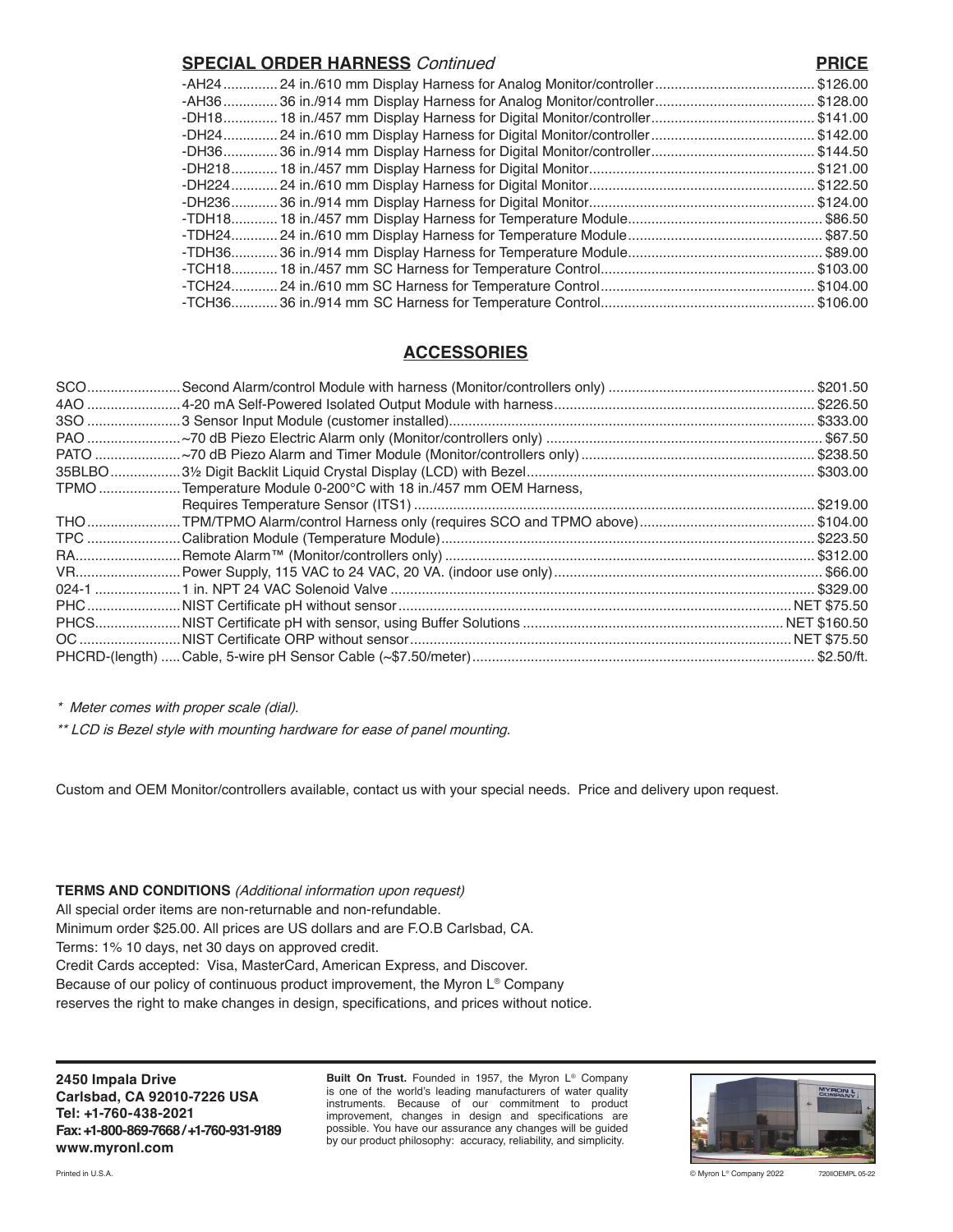## SPECIAL ORDER HARNESS *Continued*

| | | PRICE |
|---|---|---|
| -AH24 | 24 in./610 mm Display Harness for Analog Monitor/controller | $126.00 |
| -AH36 | 36 in./914 mm Display Harness for Analog Monitor/controller | $128.00 |
| -DH18 | 18 in./457 mm Display Harness for Digital Monitor/controller | $141.00 |
| -DH24 | 24 in./610 mm Display Harness for Digital Monitor/controller | $142.00 |
| -DH36 | 36 in./914 mm Display Harness for Digital Monitor/controller | $144.50 |
| -DH218 | 18 in./457 mm Display Harness for Digital Monitor | $121.00 |
| -DH224 | 24 in./610 mm Display Harness for Digital Monitor | $122.50 |
| -DH236 | 36 in./914 mm Display Harness for Digital Monitor | $124.00 |
| -TDH18 | 18 in./457 mm Display Harness for Temperature Module | $86.50 |
| -TDH24 | 24 in./610 mm Display Harness for Temperature Module | $87.50 |
| -TDH36 | 36 in./914 mm Display Harness for Temperature Module | $89.00 |
| -TCH18 | 18 in./457 mm SC Harness for Temperature Control | $103.00 |
| -TCH24 | 24 in./610 mm SC Harness for Temperature Control | $104.00 |
| -TCH36 | 36 in./914 mm SC Harness for Temperature Control | $106.00 |

## ACCESSORIES

| | | |
|---|---|---|
| SCO | Second Alarm/control Module with harness (Monitor/controllers only) | $201.50 |
| 4AO | 4-20 mA Self-Powered Isolated Output Module with harness | $226.50 |
| 3SO | 3 Sensor Input Module (customer installed) | $333.00 |
| PAO | ~70 dB Piezo Electric Alarm only (Monitor/controllers only) | $67.50 |
| PATO | ~70 dB Piezo Alarm and Timer Module (Monitor/controllers only) | $238.50 |
| 35BLBO | 3½ Digit Backlit Liquid Crystal Display (LCD) with Bezel | $303.00 |
| TPMO | Temperature Module 0-200°C with 18 in./457 mm OEM Harness, Requires Temperature Sensor (ITS1) | $219.00 |
| THO | TPM/TPMO Alarm/control Harness only (requires SCO and TPMO above) | $104.00 |
| TPC | Calibration Module (Temperature Module) | $223.50 |
| RA | Remote Alarm™ (Monitor/controllers only) | $312.00 |
| VR | Power Supply, 115 VAC to 24 VAC, 20 VA. (indoor use only) | $66.00 |
| 024-1 | 1 in. NPT 24 VAC Solenoid Valve | $329.00 |
| PHC | NIST Certificate pH without sensor | NET $75.50 |
| PHCS | NIST Certificate pH with sensor, using Buffer Solutions | NET $160.50 |
| OC | NIST Certificate ORP without sensor | NET $75.50 |
| PHCRD-(length) | Cable, 5-wire pH Sensor Cable (~$7.50/meter) | $2.50/ft. |

*\* Meter comes with proper scale (dial).*

*\*\* LCD is Bezel style with mounting hardware for ease of panel mounting.*

Custom and OEM Monitor/controllers available, contact us with your special needs. Price and delivery upon request.

**TERMS AND CONDITIONS** *(Additional information upon request)*

All special order items are non-returnable and non-refundable.
Minimum order $25.00. All prices are US dollars and are F.O.B Carlsbad, CA.
Terms: 1% 10 days, net 30 days on approved credit.
Credit Cards accepted: Visa, MasterCard, American Express, and Discover.
Because of our policy of continuous product improvement, the Myron L® Company reserves the right to make changes in design, specifications, and prices without notice.

**2450 Impala Drive**
**Carlsbad, CA 92010-7226 USA**
**Tel: +1-760-438-2021**
**Fax: +1-800-869-7668 / +1-760-931-9189**
**www.myronl.com**

**Built On Trust.** Founded in 1957, the Myron L® Company is one of the world's leading manufacturers of water quality instruments. Because of our commitment to product improvement, changes in design and specifications are possible. You have our assurance any changes will be guided by our product philosophy: accuracy, reliability, and simplicity.

Printed in U.S.A.

© Myron L® Company 2022 720IIOEMPL 05-22